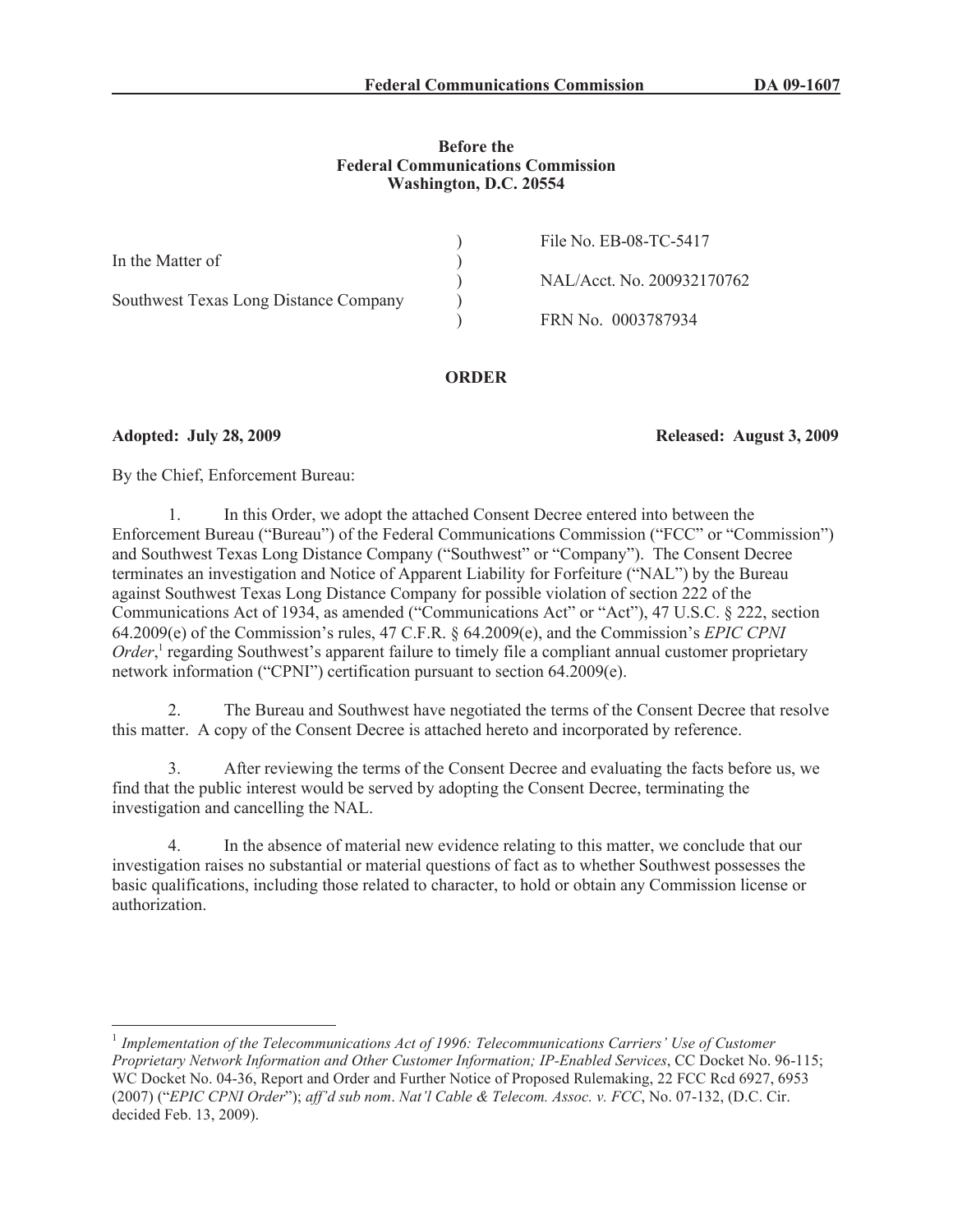**Before the**
**Federal Communications Commission**
**Washington, D.C. 20554**

| | | |
|---|---|---|
| In the Matter of | ) | File No. EB-08-TC-5417 |
| | ) | NAL/Acct. No. 200932170762 |
| Southwest Texas Long Distance Company | ) | FRN No. 0003787934 |

**ORDER**

**Adopted: July 28, 2009** **Released: August 3, 2009**

By the Chief, Enforcement Bureau:

1. In this Order, we adopt the attached Consent Decree entered into between the Enforcement Bureau ("Bureau") of the Federal Communications Commission ("FCC" or "Commission") and Southwest Texas Long Distance Company ("Southwest" or "Company"). The Consent Decree terminates an investigation and Notice of Apparent Liability for Forfeiture ("NAL") by the Bureau against Southwest Texas Long Distance Company for possible violation of section 222 of the Communications Act of 1934, as amended ("Communications Act" or "Act"), 47 U.S.C. § 222, section 64.2009(e) of the Commission's rules, 47 C.F.R. § 64.2009(e), and the Commission's *EPIC CPNI Order*,[1] regarding Southwest's apparent failure to timely file a compliant annual customer proprietary network information ("CPNI") certification pursuant to section 64.2009(e).

2. The Bureau and Southwest have negotiated the terms of the Consent Decree that resolve this matter. A copy of the Consent Decree is attached hereto and incorporated by reference.

3. After reviewing the terms of the Consent Decree and evaluating the facts before us, we find that the public interest would be served by adopting the Consent Decree, terminating the investigation and cancelling the NAL.

4. In the absence of material new evidence relating to this matter, we conclude that our investigation raises no substantial or material questions of fact as to whether Southwest possesses the basic qualifications, including those related to character, to hold or obtain any Commission license or authorization.

---

[1] *Implementation of the Telecommunications Act of 1996: Telecommunications Carriers' Use of Customer Proprietary Network Information and Other Customer Information; IP-Enabled Services*, CC Docket No. 96-115; WC Docket No. 04-36, Report and Order and Further Notice of Proposed Rulemaking, 22 FCC Rcd 6927, 6953 (2007) ("*EPIC CPNI Order*"); *aff'd sub nom*. *Nat'l Cable & Telecom. Assoc. v. FCC*, No. 07-132, (D.C. Cir. decided Feb. 13, 2009).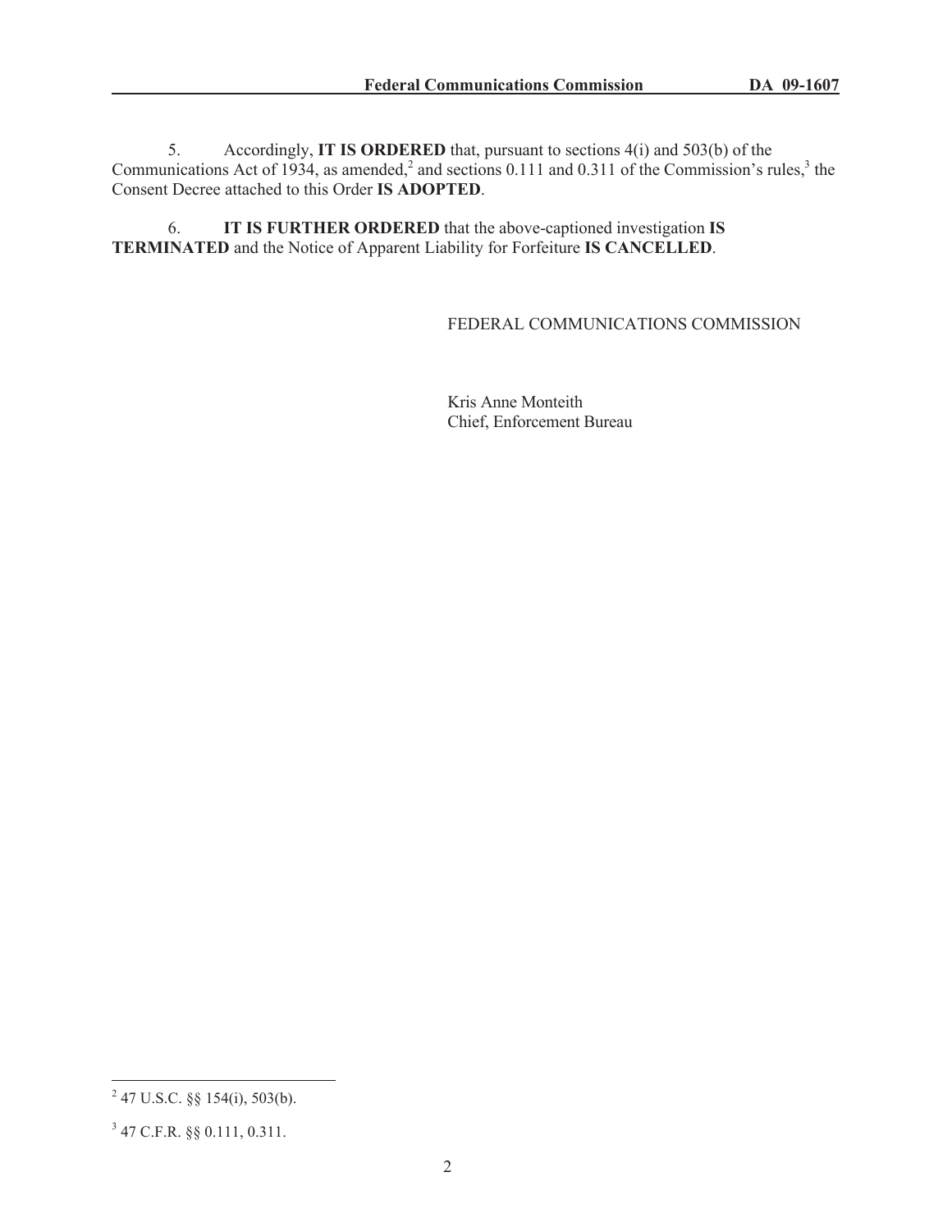5. Accordingly, **IT IS ORDERED** that, pursuant to sections 4(i) and 503(b) of the Communications Act of 1934, as amended,[2] and sections 0.111 and 0.311 of the Commission's rules,[3] the Consent Decree attached to this Order **IS ADOPTED**.

6. **IT IS FURTHER ORDERED** that the above-captioned investigation **IS TERMINATED** and the Notice of Apparent Liability for Forfeiture **IS CANCELLED**.

FEDERAL COMMUNICATIONS COMMISSION

Kris Anne Monteith
Chief, Enforcement Bureau

---

[2] 47 U.S.C. §§ 154(i), 503(b).

[3] 47 C.F.R. §§ 0.111, 0.311.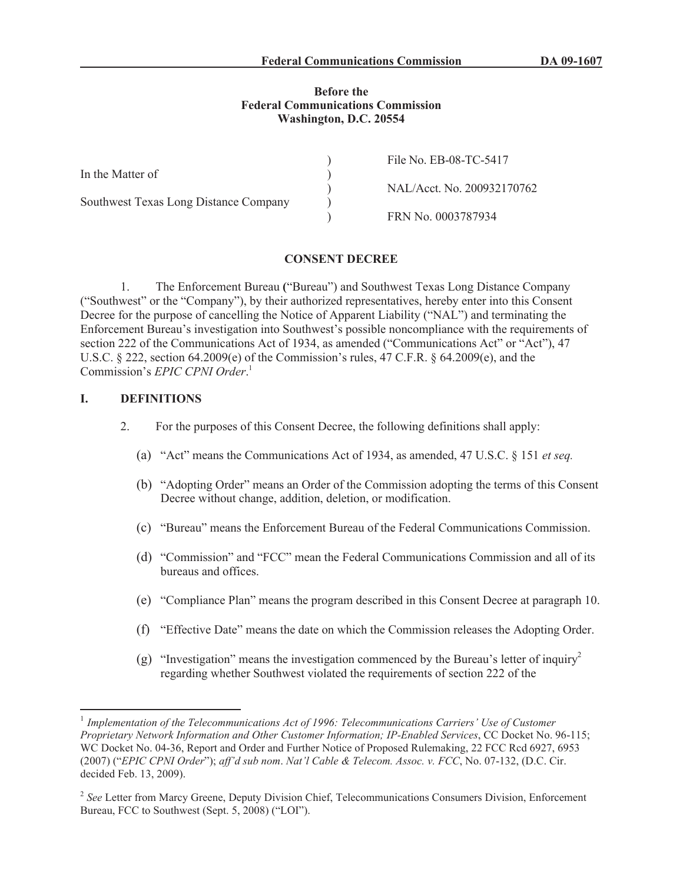**Federal Communications Commission DA 09-1607**

**Before the**
**Federal Communications Commission**
**Washington, D.C. 20554**

| | | |
|---|---|---|
| | ) | File No. EB-08-TC-5417 |
| In the Matter of | ) | |
| | ) | NAL/Acct. No. 200932170762 |
| Southwest Texas Long Distance Company | ) | |
| | ) | FRN No. 0003787934 |

**CONSENT DECREE**

1. The Enforcement Bureau ("Bureau") and Southwest Texas Long Distance Company ("Southwest" or the "Company"), by their authorized representatives, hereby enter into this Consent Decree for the purpose of cancelling the Notice of Apparent Liability ("NAL") and terminating the Enforcement Bureau's investigation into Southwest's possible noncompliance with the requirements of section 222 of the Communications Act of 1934, as amended ("Communications Act" or "Act"), 47 U.S.C. § 222, section 64.2009(e) of the Commission's rules, 47 C.F.R. § 64.2009(e), and the Commission's *EPIC CPNI Order*.[1]

## I. DEFINITIONS

2. For the purposes of this Consent Decree, the following definitions shall apply:

(a) "Act" means the Communications Act of 1934, as amended, 47 U.S.C. § 151 *et seq.*

(b) "Adopting Order" means an Order of the Commission adopting the terms of this Consent Decree without change, addition, deletion, or modification.

(c) "Bureau" means the Enforcement Bureau of the Federal Communications Commission.

(d) "Commission" and "FCC" mean the Federal Communications Commission and all of its bureaus and offices.

(e) "Compliance Plan" means the program described in this Consent Decree at paragraph 10.

(f) "Effective Date" means the date on which the Commission releases the Adopting Order.

(g) "Investigation" means the investigation commenced by the Bureau's letter of inquiry[2] regarding whether Southwest violated the requirements of section 222 of the

---

[1] *Implementation of the Telecommunications Act of 1996: Telecommunications Carriers' Use of Customer Proprietary Network Information and Other Customer Information; IP-Enabled Services*, CC Docket No. 96-115; WC Docket No. 04-36, Report and Order and Further Notice of Proposed Rulemaking, 22 FCC Rcd 6927, 6953 (2007) ("*EPIC CPNI Order*"); *aff'd sub nom*. *Nat'l Cable & Telecom. Assoc. v. FCC*, No. 07-132, (D.C. Cir. decided Feb. 13, 2009).

[2] *See* Letter from Marcy Greene, Deputy Division Chief, Telecommunications Consumers Division, Enforcement Bureau, FCC to Southwest (Sept. 5, 2008) ("LOI").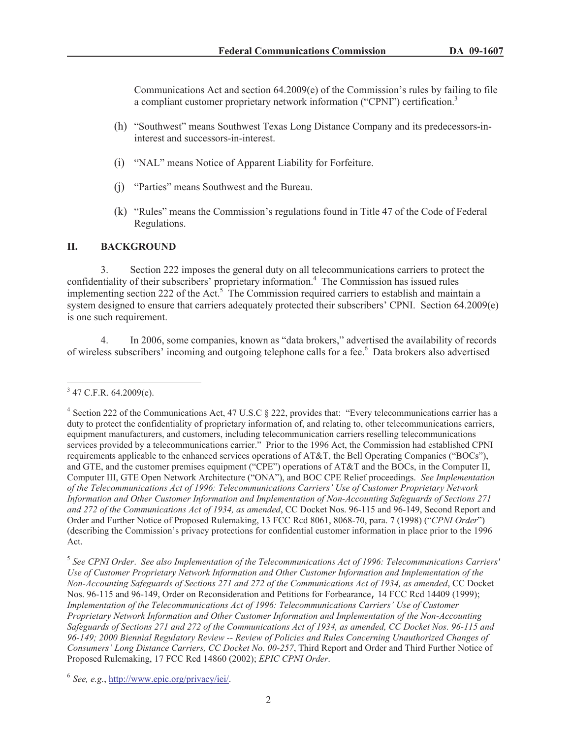Communications Act and section 64.2009(e) of the Commission's rules by failing to file a compliant customer proprietary network information ("CPNI") certification.[3]

(h) "Southwest" means Southwest Texas Long Distance Company and its predecessors-in-interest and successors-in-interest.

(i) "NAL" means Notice of Apparent Liability for Forfeiture.

(j) "Parties" means Southwest and the Bureau.

(k) "Rules" means the Commission's regulations found in Title 47 of the Code of Federal Regulations.

## II. BACKGROUND

3. Section 222 imposes the general duty on all telecommunications carriers to protect the confidentiality of their subscribers' proprietary information.[4] The Commission has issued rules implementing section 222 of the Act.[5] The Commission required carriers to establish and maintain a system designed to ensure that carriers adequately protected their subscribers' CPNI. Section 64.2009(e) is one such requirement.

4. In 2006, some companies, known as "data brokers," advertised the availability of records of wireless subscribers' incoming and outgoing telephone calls for a fee.[6] Data brokers also advertised

---

[3] 47 C.F.R. 64.2009(e).

[4] Section 222 of the Communications Act, 47 U.S.C § 222, provides that: "Every telecommunications carrier has a duty to protect the confidentiality of proprietary information of, and relating to, other telecommunications carriers, equipment manufacturers, and customers, including telecommunication carriers reselling telecommunications services provided by a telecommunications carrier." Prior to the 1996 Act, the Commission had established CPNI requirements applicable to the enhanced services operations of AT&T, the Bell Operating Companies ("BOCs"), and GTE, and the customer premises equipment ("CPE") operations of AT&T and the BOCs, in the Computer II, Computer III, GTE Open Network Architecture ("ONA"), and BOC CPE Relief proceedings. *See Implementation of the Telecommunications Act of 1996: Telecommunications Carriers' Use of Customer Proprietary Network Information and Other Customer Information and Implementation of Non-Accounting Safeguards of Sections 271 and 272 of the Communications Act of 1934, as amended*, CC Docket Nos. 96-115 and 96-149, Second Report and Order and Further Notice of Proposed Rulemaking, 13 FCC Rcd 8061, 8068-70, para. 7 (1998) ("*CPNI Order*") (describing the Commission's privacy protections for confidential customer information in place prior to the 1996 Act.

[5] *See CPNI Order*. *See also Implementation of the Telecommunications Act of 1996: Telecommunications Carriers' Use of Customer Proprietary Network Information and Other Customer Information and Implementation of the Non-Accounting Safeguards of Sections 271 and 272 of the Communications Act of 1934, as amended*, CC Docket Nos. 96-115 and 96-149, Order on Reconsideration and Petitions for Forbearance, 14 FCC Rcd 14409 (1999); *Implementation of the Telecommunications Act of 1996: Telecommunications Carriers' Use of Customer Proprietary Network Information and Other Customer Information and Implementation of the Non-Accounting Safeguards of Sections 271 and 272 of the Communications Act of 1934, as amended, CC Docket Nos. 96-115 and 96-149; 2000 Biennial Regulatory Review -- Review of Policies and Rules Concerning Unauthorized Changes of Consumers' Long Distance Carriers, CC Docket No. 00-257*, Third Report and Order and Third Further Notice of Proposed Rulemaking, 17 FCC Rcd 14860 (2002); *EPIC CPNI Order*.

[6] *See, e.g.*, http://www.epic.org/privacy/iei/.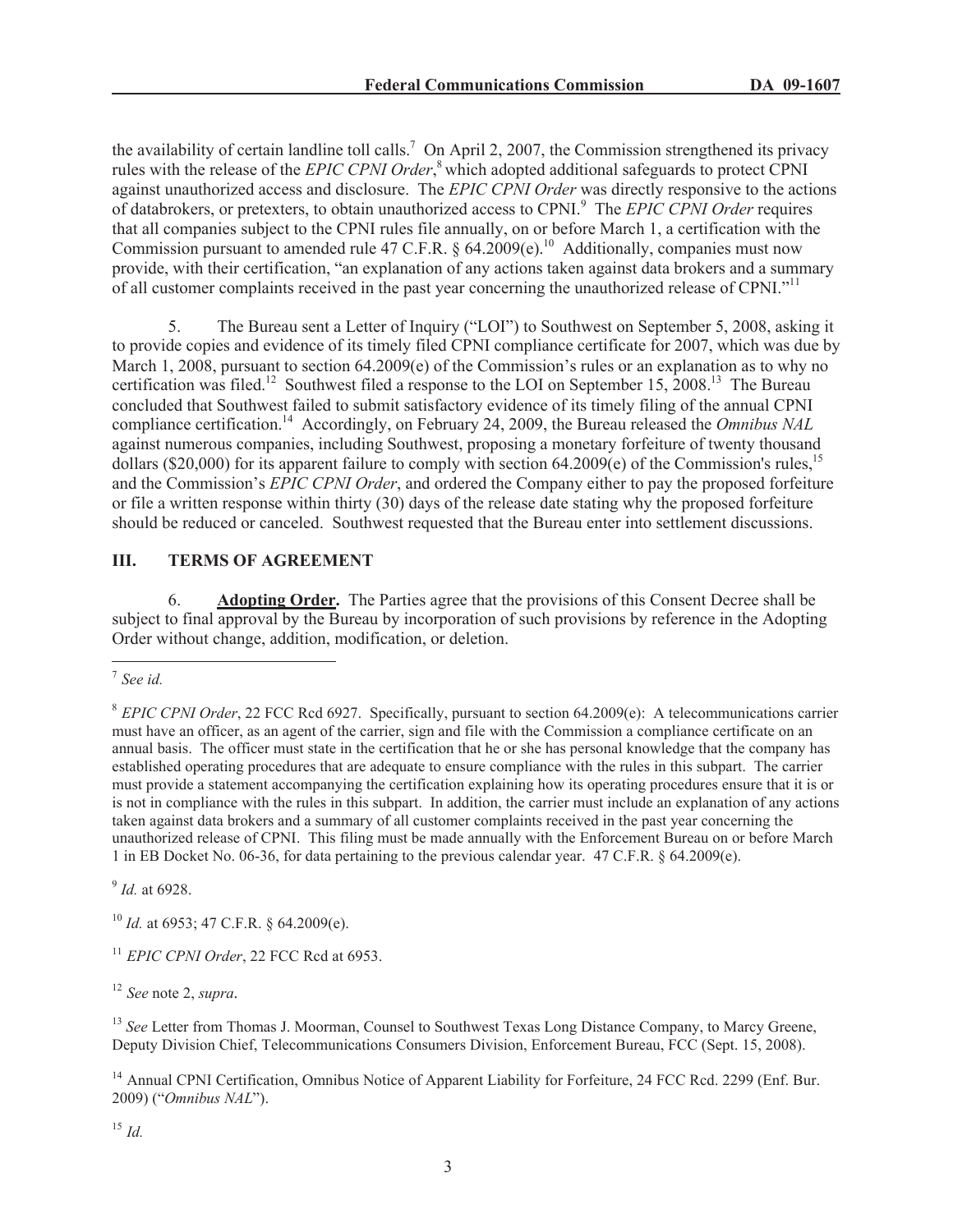the availability of certain landline toll calls.[7] On April 2, 2007, the Commission strengthened its privacy rules with the release of the *EPIC CPNI Order*,[8] which adopted additional safeguards to protect CPNI against unauthorized access and disclosure. The *EPIC CPNI Order* was directly responsive to the actions of databrokers, or pretexters, to obtain unauthorized access to CPNI.[9] The *EPIC CPNI Order* requires that all companies subject to the CPNI rules file annually, on or before March 1, a certification with the Commission pursuant to amended rule 47 C.F.R. § 64.2009(e).[10] Additionally, companies must now provide, with their certification, "an explanation of any actions taken against data brokers and a summary of all customer complaints received in the past year concerning the unauthorized release of CPNI."[11]

5. The Bureau sent a Letter of Inquiry ("LOI") to Southwest on September 5, 2008, asking it to provide copies and evidence of its timely filed CPNI compliance certificate for 2007, which was due by March 1, 2008, pursuant to section 64.2009(e) of the Commission's rules or an explanation as to why no certification was filed.[12] Southwest filed a response to the LOI on September 15, 2008.[13] The Bureau concluded that Southwest failed to submit satisfactory evidence of its timely filing of the annual CPNI compliance certification.[14] Accordingly, on February 24, 2009, the Bureau released the *Omnibus NAL* against numerous companies, including Southwest, proposing a monetary forfeiture of twenty thousand dollars ($20,000) for its apparent failure to comply with section 64.2009(e) of the Commission's rules,[15] and the Commission's *EPIC CPNI Order*, and ordered the Company either to pay the proposed forfeiture or file a written response within thirty (30) days of the release date stating why the proposed forfeiture should be reduced or canceled. Southwest requested that the Bureau enter into settlement discussions.

## III. TERMS OF AGREEMENT

6. **Adopting Order.** The Parties agree that the provisions of this Consent Decree shall be subject to final approval by the Bureau by incorporation of such provisions by reference in the Adopting Order without change, addition, modification, or deletion.

---

[7] *See id.*

[8] *EPIC CPNI Order*, 22 FCC Rcd 6927. Specifically, pursuant to section 64.2009(e): A telecommunications carrier must have an officer, as an agent of the carrier, sign and file with the Commission a compliance certificate on an annual basis. The officer must state in the certification that he or she has personal knowledge that the company has established operating procedures that are adequate to ensure compliance with the rules in this subpart. The carrier must provide a statement accompanying the certification explaining how its operating procedures ensure that it is or is not in compliance with the rules in this subpart. In addition, the carrier must include an explanation of any actions taken against data brokers and a summary of all customer complaints received in the past year concerning the unauthorized release of CPNI. This filing must be made annually with the Enforcement Bureau on or before March 1 in EB Docket No. 06-36, for data pertaining to the previous calendar year. 47 C.F.R. § 64.2009(e).

[9] *Id.* at 6928.

[10] *Id.* at 6953; 47 C.F.R. § 64.2009(e).

[11] *EPIC CPNI Order*, 22 FCC Rcd at 6953.

[12] *See* note 2, *supra*.

[13] *See* Letter from Thomas J. Moorman, Counsel to Southwest Texas Long Distance Company, to Marcy Greene, Deputy Division Chief, Telecommunications Consumers Division, Enforcement Bureau, FCC (Sept. 15, 2008).

[14] Annual CPNI Certification, Omnibus Notice of Apparent Liability for Forfeiture, 24 FCC Rcd. 2299 (Enf. Bur. 2009) ("*Omnibus NAL*").

[15] *Id.*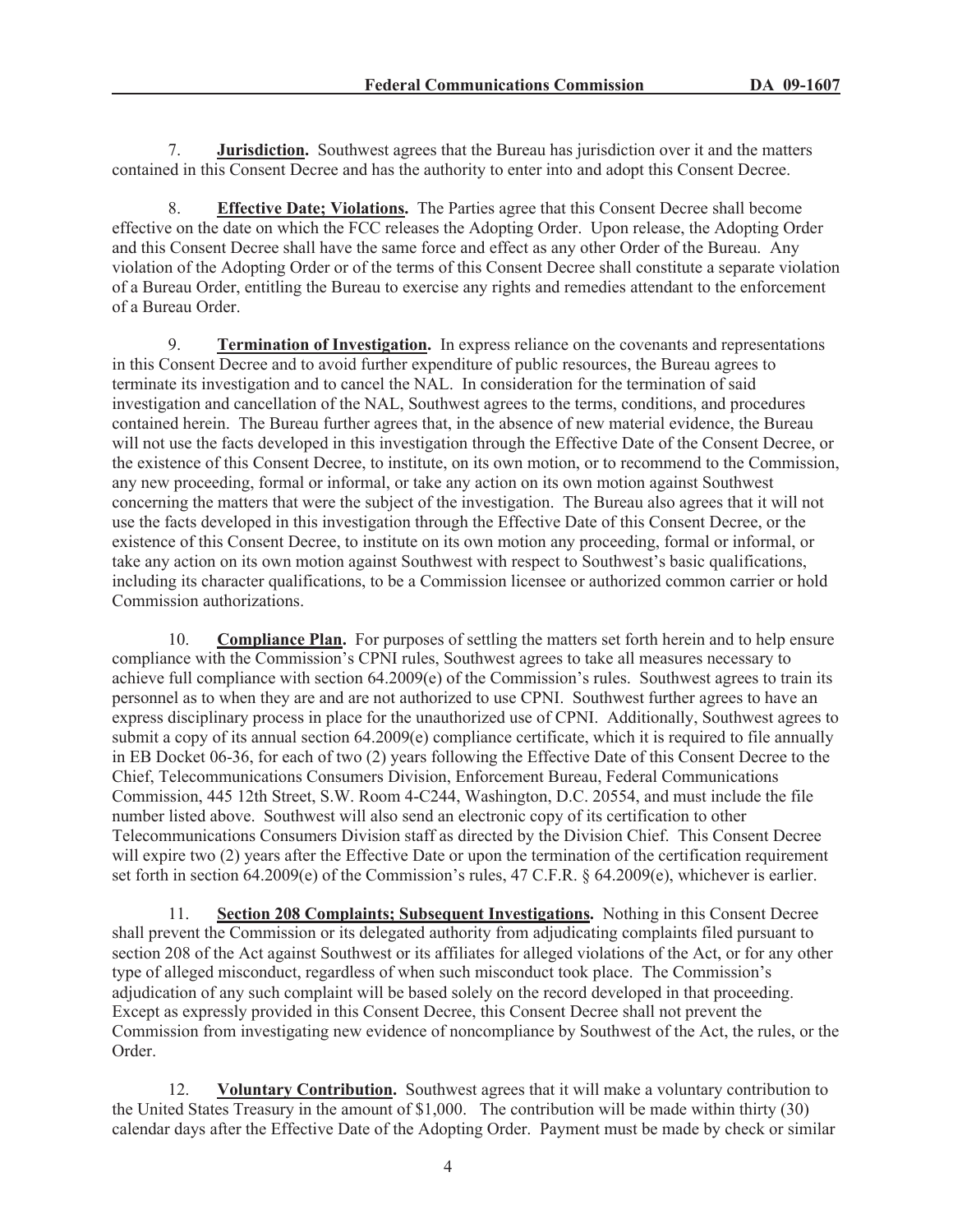7. **Jurisdiction.** Southwest agrees that the Bureau has jurisdiction over it and the matters contained in this Consent Decree and has the authority to enter into and adopt this Consent Decree.

8. **Effective Date; Violations.** The Parties agree that this Consent Decree shall become effective on the date on which the FCC releases the Adopting Order. Upon release, the Adopting Order and this Consent Decree shall have the same force and effect as any other Order of the Bureau. Any violation of the Adopting Order or of the terms of this Consent Decree shall constitute a separate violation of a Bureau Order, entitling the Bureau to exercise any rights and remedies attendant to the enforcement of a Bureau Order.

9. **Termination of Investigation.** In express reliance on the covenants and representations in this Consent Decree and to avoid further expenditure of public resources, the Bureau agrees to terminate its investigation and to cancel the NAL. In consideration for the termination of said investigation and cancellation of the NAL, Southwest agrees to the terms, conditions, and procedures contained herein. The Bureau further agrees that, in the absence of new material evidence, the Bureau will not use the facts developed in this investigation through the Effective Date of the Consent Decree, or the existence of this Consent Decree, to institute, on its own motion, or to recommend to the Commission, any new proceeding, formal or informal, or take any action on its own motion against Southwest concerning the matters that were the subject of the investigation. The Bureau also agrees that it will not use the facts developed in this investigation through the Effective Date of this Consent Decree, or the existence of this Consent Decree, to institute on its own motion any proceeding, formal or informal, or take any action on its own motion against Southwest with respect to Southwest's basic qualifications, including its character qualifications, to be a Commission licensee or authorized common carrier or hold Commission authorizations.

10. **Compliance Plan.** For purposes of settling the matters set forth herein and to help ensure compliance with the Commission's CPNI rules, Southwest agrees to take all measures necessary to achieve full compliance with section 64.2009(e) of the Commission's rules. Southwest agrees to train its personnel as to when they are and are not authorized to use CPNI. Southwest further agrees to have an express disciplinary process in place for the unauthorized use of CPNI. Additionally, Southwest agrees to submit a copy of its annual section 64.2009(e) compliance certificate, which it is required to file annually in EB Docket 06-36, for each of two (2) years following the Effective Date of this Consent Decree to the Chief, Telecommunications Consumers Division, Enforcement Bureau, Federal Communications Commission, 445 12th Street, S.W. Room 4-C244, Washington, D.C. 20554, and must include the file number listed above. Southwest will also send an electronic copy of its certification to other Telecommunications Consumers Division staff as directed by the Division Chief. This Consent Decree will expire two (2) years after the Effective Date or upon the termination of the certification requirement set forth in section 64.2009(e) of the Commission's rules, 47 C.F.R. § 64.2009(e), whichever is earlier.

11. **Section 208 Complaints; Subsequent Investigations.** Nothing in this Consent Decree shall prevent the Commission or its delegated authority from adjudicating complaints filed pursuant to section 208 of the Act against Southwest or its affiliates for alleged violations of the Act, or for any other type of alleged misconduct, regardless of when such misconduct took place. The Commission's adjudication of any such complaint will be based solely on the record developed in that proceeding. Except as expressly provided in this Consent Decree, this Consent Decree shall not prevent the Commission from investigating new evidence of noncompliance by Southwest of the Act, the rules, or the Order.

12. **Voluntary Contribution.** Southwest agrees that it will make a voluntary contribution to the United States Treasury in the amount of $1,000. The contribution will be made within thirty (30) calendar days after the Effective Date of the Adopting Order. Payment must be made by check or similar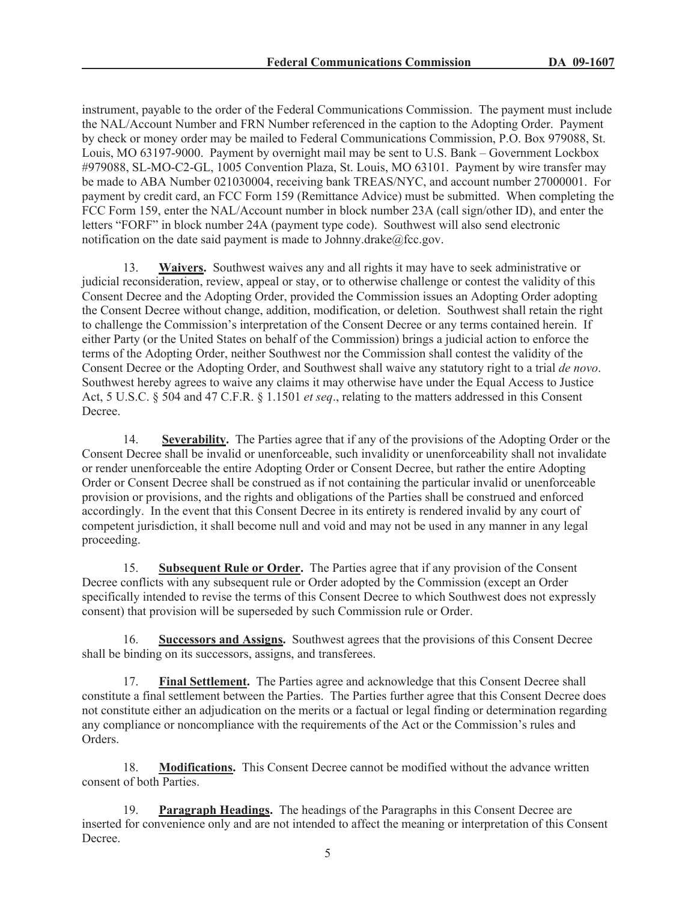instrument, payable to the order of the Federal Communications Commission. The payment must include the NAL/Account Number and FRN Number referenced in the caption to the Adopting Order. Payment by check or money order may be mailed to Federal Communications Commission, P.O. Box 979088, St. Louis, MO 63197-9000. Payment by overnight mail may be sent to U.S. Bank – Government Lockbox #979088, SL-MO-C2-GL, 1005 Convention Plaza, St. Louis, MO 63101. Payment by wire transfer may be made to ABA Number 021030004, receiving bank TREAS/NYC, and account number 27000001. For payment by credit card, an FCC Form 159 (Remittance Advice) must be submitted. When completing the FCC Form 159, enter the NAL/Account number in block number 23A (call sign/other ID), and enter the letters "FORF" in block number 24A (payment type code). Southwest will also send electronic notification on the date said payment is made to Johnny.drake@fcc.gov.

13. **Waivers.** Southwest waives any and all rights it may have to seek administrative or judicial reconsideration, review, appeal or stay, or to otherwise challenge or contest the validity of this Consent Decree and the Adopting Order, provided the Commission issues an Adopting Order adopting the Consent Decree without change, addition, modification, or deletion. Southwest shall retain the right to challenge the Commission's interpretation of the Consent Decree or any terms contained herein. If either Party (or the United States on behalf of the Commission) brings a judicial action to enforce the terms of the Adopting Order, neither Southwest nor the Commission shall contest the validity of the Consent Decree or the Adopting Order, and Southwest shall waive any statutory right to a trial *de novo*. Southwest hereby agrees to waive any claims it may otherwise have under the Equal Access to Justice Act, 5 U.S.C. § 504 and 47 C.F.R. § 1.1501 *et seq*., relating to the matters addressed in this Consent Decree.

14. **Severability.** The Parties agree that if any of the provisions of the Adopting Order or the Consent Decree shall be invalid or unenforceable, such invalidity or unenforceability shall not invalidate or render unenforceable the entire Adopting Order or Consent Decree, but rather the entire Adopting Order or Consent Decree shall be construed as if not containing the particular invalid or unenforceable provision or provisions, and the rights and obligations of the Parties shall be construed and enforced accordingly. In the event that this Consent Decree in its entirety is rendered invalid by any court of competent jurisdiction, it shall become null and void and may not be used in any manner in any legal proceeding.

15. **Subsequent Rule or Order.** The Parties agree that if any provision of the Consent Decree conflicts with any subsequent rule or Order adopted by the Commission (except an Order specifically intended to revise the terms of this Consent Decree to which Southwest does not expressly consent) that provision will be superseded by such Commission rule or Order.

16. **Successors and Assigns.** Southwest agrees that the provisions of this Consent Decree shall be binding on its successors, assigns, and transferees.

17. **Final Settlement.** The Parties agree and acknowledge that this Consent Decree shall constitute a final settlement between the Parties. The Parties further agree that this Consent Decree does not constitute either an adjudication on the merits or a factual or legal finding or determination regarding any compliance or noncompliance with the requirements of the Act or the Commission's rules and Orders.

18. **Modifications.** This Consent Decree cannot be modified without the advance written consent of both Parties.

19. **Paragraph Headings.** The headings of the Paragraphs in this Consent Decree are inserted for convenience only and are not intended to affect the meaning or interpretation of this Consent Decree.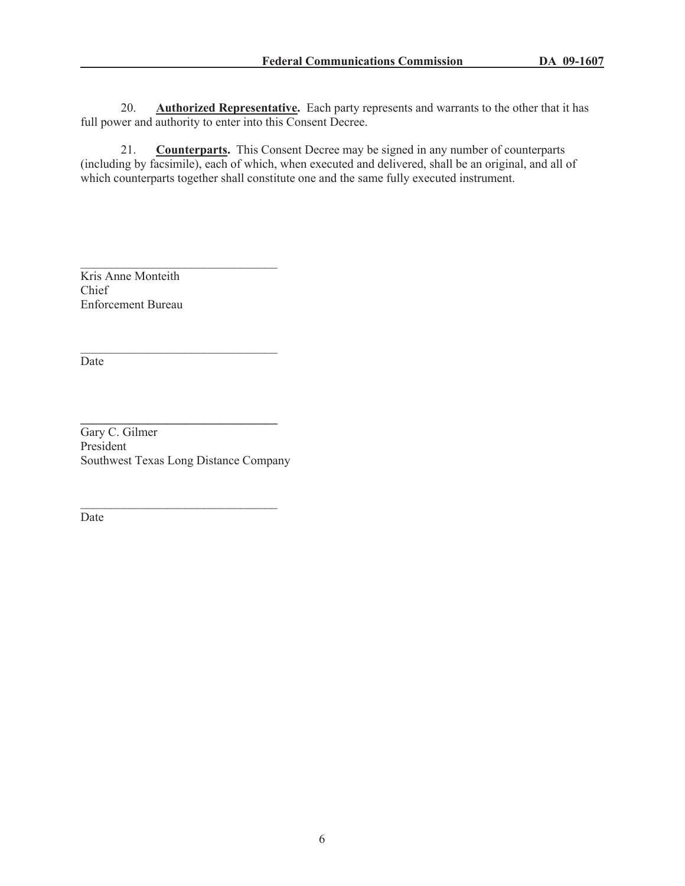20. **Authorized Representative.** Each party represents and warrants to the other that it has full power and authority to enter into this Consent Decree.

21. **Counterparts.** This Consent Decree may be signed in any number of counterparts (including by facsimile), each of which, when executed and delivered, shall be an original, and all of which counterparts together shall constitute one and the same fully executed instrument.

\_\_\_\_\_\_\_\_\_\_\_\_\_\_\_\_\_\_\_\_\_\_\_\_\_\_\_\_\_\_\_\_

Kris Anne Monteith
Chief
Enforcement Bureau

\_\_\_\_\_\_\_\_\_\_\_\_\_\_\_\_\_\_\_\_\_\_\_\_\_\_\_\_\_\_\_\_

Date

\_\_\_\_\_\_\_\_\_\_\_\_\_\_\_\_\_\_\_\_\_\_\_\_\_\_\_\_\_\_\_\_

Gary C. Gilmer
President
Southwest Texas Long Distance Company

\_\_\_\_\_\_\_\_\_\_\_\_\_\_\_\_\_\_\_\_\_\_\_\_\_\_\_\_\_\_\_\_

Date